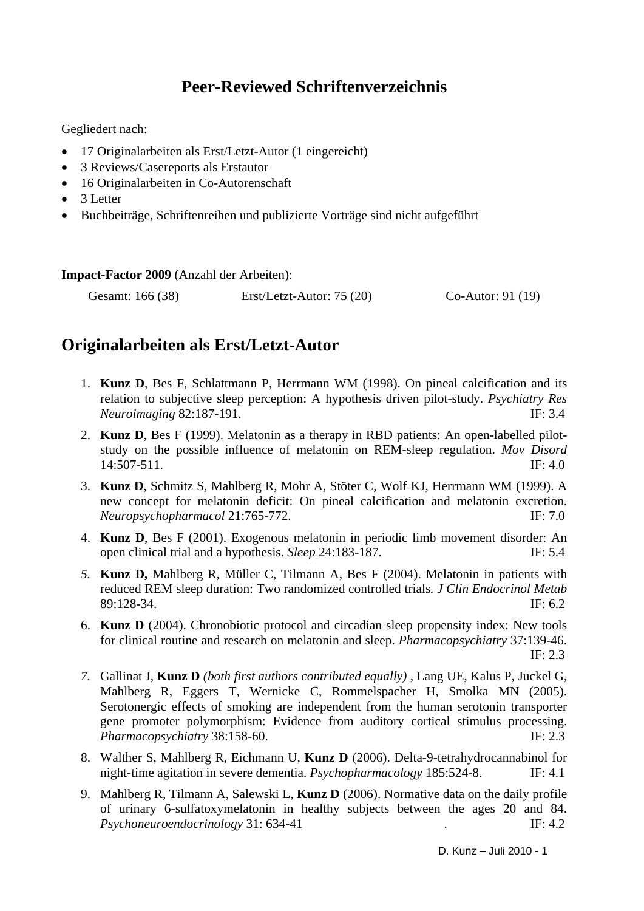# Peer-Reviewed Schriftenverzeichnis

Gegliedert nach:

- 17 Originalarbeiten als Erst/Letzt-Autor (1 eingereicht)
- 3 Reviews/Casereports als Erstautor
- 16 Originalarbeiten in Co-Autorenschaft
- 3 Letter
- Buchbeiträge, Schriftenreihen und publizierte Vorträge sind nicht aufgeführt

**Impact-Factor 2009** (Anzahl der Arbeiten):

Gesamt: 166 (38) Erst/Letzt-Autor: 75 (20) Co-Autor: 91 (19)

## Originalarbeiten als Erst/Letzt-Autor

1. **Kunz D**, Bes F, Schlattmann P, Herrmann WM (1998). On pineal calcification and its relation to subjective sleep perception: A hypothesis driven pilot-study. *Psychiatry Res Neuroimaging* 82:187-191. IF: 3.4
2. **Kunz D**, Bes F (1999). Melatonin as a therapy in RBD patients: An open-labelled pilot-study on the possible influence of melatonin on REM-sleep regulation. *Mov Disord* 14:507-511. IF: 4.0
3. **Kunz D**, Schmitz S, Mahlberg R, Mohr A, Stöter C, Wolf KJ, Herrmann WM (1999). A new concept for melatonin deficit: On pineal calcification and melatonin excretion. *Neuropsychopharmacol* 21:765-772. IF: 7.0
4. **Kunz D**, Bes F (2001). Exogenous melatonin in periodic limb movement disorder: An open clinical trial and a hypothesis. *Sleep* 24:183-187. IF: 5.4
5. **Kunz D,** Mahlberg R, Müller C, Tilmann A, Bes F (2004). Melatonin in patients with reduced REM sleep duration: Two randomized controlled trials*. J Clin Endocrinol Metab* 89:128-34. IF: 6.2
6. **Kunz D** (2004). Chronobiotic protocol and circadian sleep propensity index: New tools for clinical routine and research on melatonin and sleep. *Pharmacopsychiatry* 37:139-46. IF: 2.3
7. Gallinat J, **Kunz D** *(both first authors contributed equally)* , Lang UE, Kalus P, Juckel G, Mahlberg R, Eggers T, Wernicke C, Rommelspacher H, Smolka MN (2005). Serotonergic effects of smoking are independent from the human serotonin transporter gene promoter polymorphism: Evidence from auditory cortical stimulus processing. *Pharmacopsychiatry* 38:158-60. IF: 2.3
8. Walther S, Mahlberg R, Eichmann U, **Kunz D** (2006). Delta-9-tetrahydrocannabinol for night-time agitation in severe dementia. *Psychopharmacology* 185:524-8. IF: 4.1
9. Mahlberg R, Tilmann A, Salewski L, **Kunz D** (2006). Normative data on the daily profile of urinary 6-sulfatoxymelatonin in healthy subjects between the ages 20 and 84. *Psychoneuroendocrinology* 31: 634-41 . IF: 4.2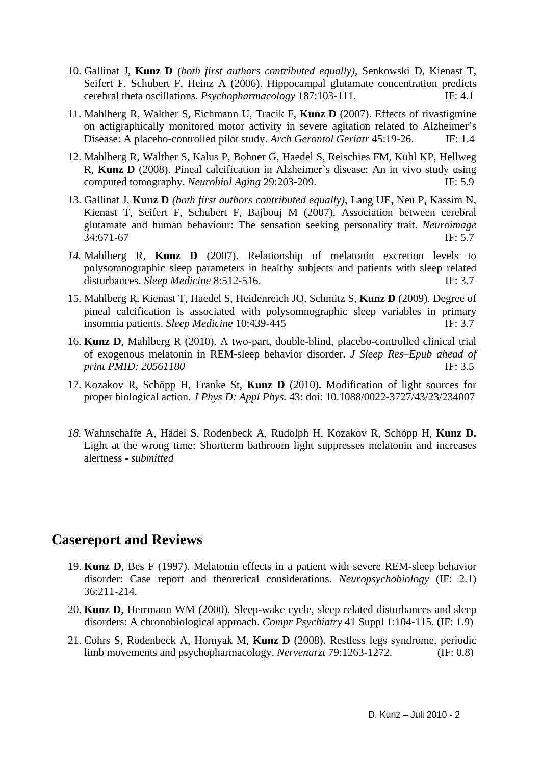10. Gallinat J, **Kunz D** *(both first authors contributed equally)*, Senkowski D, Kienast T, Seifert F. Schubert F, Heinz A (2006). Hippocampal glutamate concentration predicts cerebral theta oscillations. *Psychopharmacology* 187:103-111. IF: 4.1

11. Mahlberg R, Walther S, Eichmann U, Tracik F, **Kunz D** (2007). Effects of rivastigmine on actigraphically monitored motor activity in severe agitation related to Alzheimer's Disease: A placebo-controlled pilot study. *Arch Gerontol Geriatr* 45:19-26. IF: 1.4

12. Mahlberg R, Walther S, Kalus P, Bohner G, Haedel S, Reischies FM, Kühl KP, Hellweg R, **Kunz D** (2008). Pineal calcification in Alzheimer`s disease: An in vivo study using computed tomography. *Neurobiol Aging* 29:203-209. IF: 5.9

13. Gallinat J, **Kunz D** *(both first authors contributed equally)*, Lang UE, Neu P, Kassim N, Kienast T, Seifert F, Schubert F, Bajbouj M (2007). Association between cerebral glutamate and human behaviour: The sensation seeking personality trait. *Neuroimage* 34:671-67 IF: 5.7

14. Mahlberg R, **Kunz D** (2007). Relationship of melatonin excretion levels to polysomnographic sleep parameters in healthy subjects and patients with sleep related disturbances. *Sleep Medicine* 8:512-516. IF: 3.7

15. Mahlberg R, Kienast T, Haedel S, Heidenreich JO, Schmitz S, **Kunz D** (2009). Degree of pineal calcification is associated with polysomnographic sleep variables in primary insomnia patients. *Sleep Medicine* 10:439-445 IF: 3.7

16. **Kunz D**, Mahlberg R (2010). A two-part, double-blind, placebo-controlled clinical trial of exogenous melatonin in REM-sleep behavior disorder. *J Sleep Res–Epub ahead of print PMID: 20561180* IF: 3.5

17. Kozakov R, Schöpp H, Franke St, **Kunz D** (2010)**.** Modification of light sources for proper biological action. *J Phys D: Appl Phys.* 43: doi: 10.1088/0022-3727/43/23/234007

18. Wahnschaffe A, Hädel S, Rodenbeck A, Rudolph H, Kozakov R, Schöpp H, **Kunz D.** Light at the wrong time: Shortterm bathroom light suppresses melatonin and increases alertness - *submitted*

## Casereport and Reviews

19. **Kunz D**, Bes F (1997). Melatonin effects in a patient with severe REM-sleep behavior disorder: Case report and theoretical considerations. *Neuropsychobiology* (IF: 2.1) 36:211-214.

20. **Kunz D**, Herrmann WM (2000). Sleep-wake cycle, sleep related disturbances and sleep disorders: A chronobiological approach. *Compr Psychiatry* 41 Suppl 1:104-115. (IF: 1.9)

21. Cohrs S, Rodenbeck A, Hornyak M, **Kunz D** (2008). Restless legs syndrome, periodic limb movements and psychopharmacology. *Nervenarzt* 79:1263-1272. (IF: 0.8)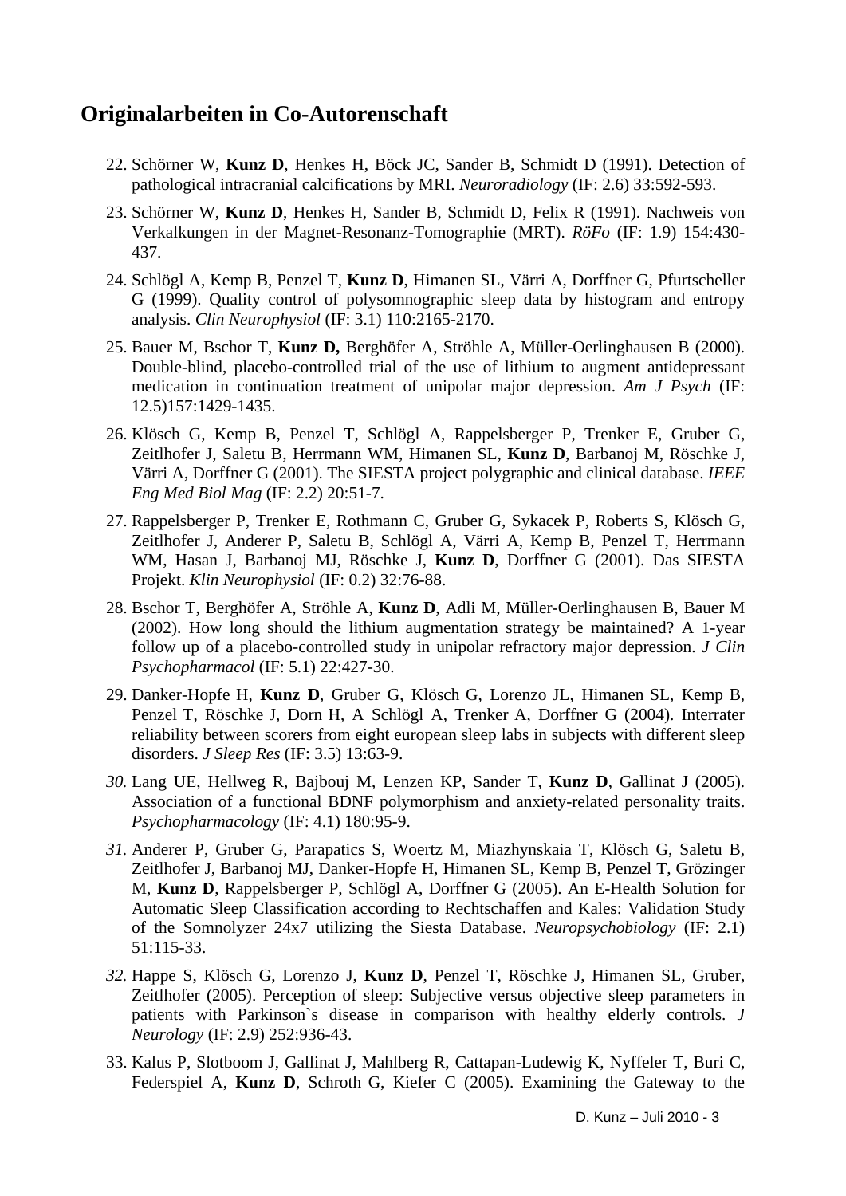## Originalarbeiten in Co-Autorenschaft

22. Schörner W, **Kunz D**, Henkes H, Böck JC, Sander B, Schmidt D (1991). Detection of pathological intracranial calcifications by MRI. *Neuroradiology* (IF: 2.6) 33:592-593.

23. Schörner W, **Kunz D**, Henkes H, Sander B, Schmidt D, Felix R (1991). Nachweis von Verkalkungen in der Magnet-Resonanz-Tomographie (MRT). *RöFo* (IF: 1.9) 154:430-437.

24. Schlögl A, Kemp B, Penzel T, **Kunz D**, Himanen SL, Värri A, Dorffner G, Pfurtscheller G (1999). Quality control of polysomnographic sleep data by histogram and entropy analysis. *Clin Neurophysiol* (IF: 3.1) 110:2165-2170.

25. Bauer M, Bschor T, **Kunz D,** Berghöfer A, Ströhle A, Müller-Oerlinghausen B (2000). Double-blind, placebo-controlled trial of the use of lithium to augment antidepressant medication in continuation treatment of unipolar major depression. *Am J Psych* (IF: 12.5)157:1429-1435.

26. Klösch G, Kemp B, Penzel T, Schlögl A, Rappelsberger P, Trenker E, Gruber G, Zeitlhofer J, Saletu B, Herrmann WM, Himanen SL, **Kunz D**, Barbanoj M, Röschke J, Värri A, Dorffner G (2001). The SIESTA project polygraphic and clinical database. *IEEE Eng Med Biol Mag* (IF: 2.2) 20:51-7.

27. Rappelsberger P, Trenker E, Rothmann C, Gruber G, Sykacek P, Roberts S, Klösch G, Zeitlhofer J, Anderer P, Saletu B, Schlögl A, Värri A, Kemp B, Penzel T, Herrmann WM, Hasan J, Barbanoj MJ, Röschke J, **Kunz D**, Dorffner G (2001). Das SIESTA Projekt. *Klin Neurophysiol* (IF: 0.2) 32:76-88.

28. Bschor T, Berghöfer A, Ströhle A, **Kunz D**, Adli M, Müller-Oerlinghausen B, Bauer M (2002). How long should the lithium augmentation strategy be maintained? A 1-year follow up of a placebo-controlled study in unipolar refractory major depression. *J Clin Psychopharmacol* (IF: 5.1) 22:427-30.

29. Danker-Hopfe H, **Kunz D**, Gruber G, Klösch G, Lorenzo JL, Himanen SL, Kemp B, Penzel T, Röschke J, Dorn H, A Schlögl A, Trenker A, Dorffner G (2004). Interrater reliability between scorers from eight european sleep labs in subjects with different sleep disorders. *J Sleep Res* (IF: 3.5) 13:63-9.

30. Lang UE, Hellweg R, Bajbouj M, Lenzen KP, Sander T, **Kunz D**, Gallinat J (2005). Association of a functional BDNF polymorphism and anxiety-related personality traits. *Psychopharmacology* (IF: 4.1) 180:95-9.

31. Anderer P, Gruber G, Parapatics S, Woertz M, Miazhynskaia T, Klösch G, Saletu B, Zeitlhofer J, Barbanoj MJ, Danker-Hopfe H, Himanen SL, Kemp B, Penzel T, Grözinger M, **Kunz D**, Rappelsberger P, Schlögl A, Dorffner G (2005). An E-Health Solution for Automatic Sleep Classification according to Rechtschaffen and Kales: Validation Study of the Somnolyzer 24x7 utilizing the Siesta Database. *Neuropsychobiology* (IF: 2.1) 51:115-33.

32. Happe S, Klösch G, Lorenzo J, **Kunz D**, Penzel T, Röschke J, Himanen SL, Gruber, Zeitlhofer (2005). Perception of sleep: Subjective versus objective sleep parameters in patients with Parkinson`s disease in comparison with healthy elderly controls. *J Neurology* (IF: 2.9) 252:936-43.

33. Kalus P, Slotboom J, Gallinat J, Mahlberg R, Cattapan-Ludewig K, Nyffeler T, Buri C, Federspiel A, **Kunz D**, Schroth G, Kiefer C (2005). Examining the Gateway to the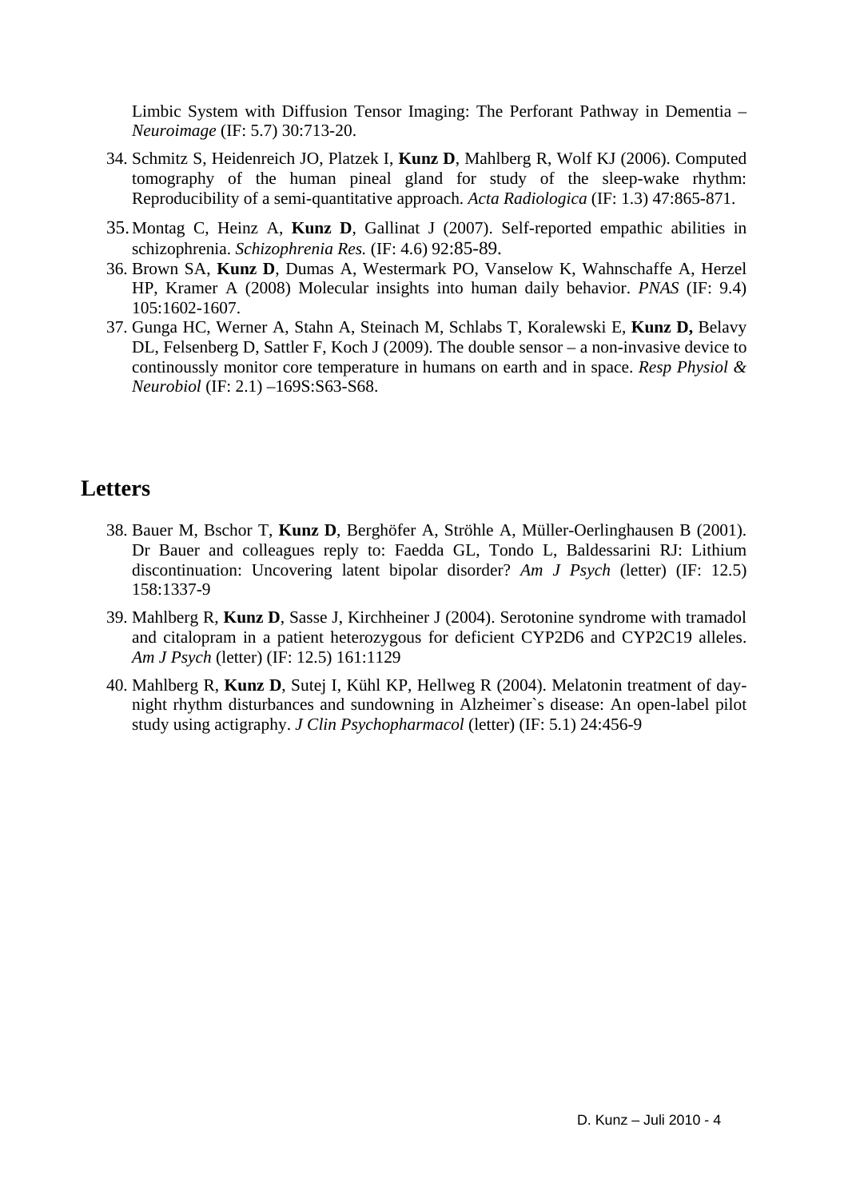Limbic System with Diffusion Tensor Imaging: The Perforant Pathway in Dementia – *Neuroimage* (IF: 5.7) 30:713-20.

34. Schmitz S, Heidenreich JO, Platzek I, **Kunz D**, Mahlberg R, Wolf KJ (2006). Computed tomography of the human pineal gland for study of the sleep-wake rhythm: Reproducibility of a semi-quantitative approach. *Acta Radiologica* (IF: 1.3) 47:865-871.
35. Montag C, Heinz A, **Kunz D**, Gallinat J (2007). Self-reported empathic abilities in schizophrenia. *Schizophrenia Res.* (IF: 4.6) 92:85-89.
36. Brown SA, **Kunz D**, Dumas A, Westermark PO, Vanselow K, Wahnschaffe A, Herzel HP, Kramer A (2008) Molecular insights into human daily behavior. *PNAS* (IF: 9.4) 105:1602-1607.
37. Gunga HC, Werner A, Stahn A, Steinach M, Schlabs T, Koralewski E, **Kunz D,** Belavy DL, Felsenberg D, Sattler F, Koch J (2009). The double sensor – a non-invasive device to continoussly monitor core temperature in humans on earth and in space. *Resp Physiol & Neurobiol* (IF: 2.1) –169S:S63-S68.

## Letters

38. Bauer M, Bschor T, **Kunz D**, Berghöfer A, Ströhle A, Müller-Oerlinghausen B (2001). Dr Bauer and colleagues reply to: Faedda GL, Tondo L, Baldessarini RJ: Lithium discontinuation: Uncovering latent bipolar disorder? *Am J Psych* (letter) (IF: 12.5) 158:1337-9
39. Mahlberg R, **Kunz D**, Sasse J, Kirchheiner J (2004). Serotonine syndrome with tramadol and citalopram in a patient heterozygous for deficient CYP2D6 and CYP2C19 alleles. *Am J Psych* (letter) (IF: 12.5) 161:1129
40. Mahlberg R, **Kunz D**, Sutej I, Kühl KP, Hellweg R (2004). Melatonin treatment of day-night rhythm disturbances and sundowning in Alzheimer`s disease: An open-label pilot study using actigraphy. *J Clin Psychopharmacol* (letter) (IF: 5.1) 24:456-9